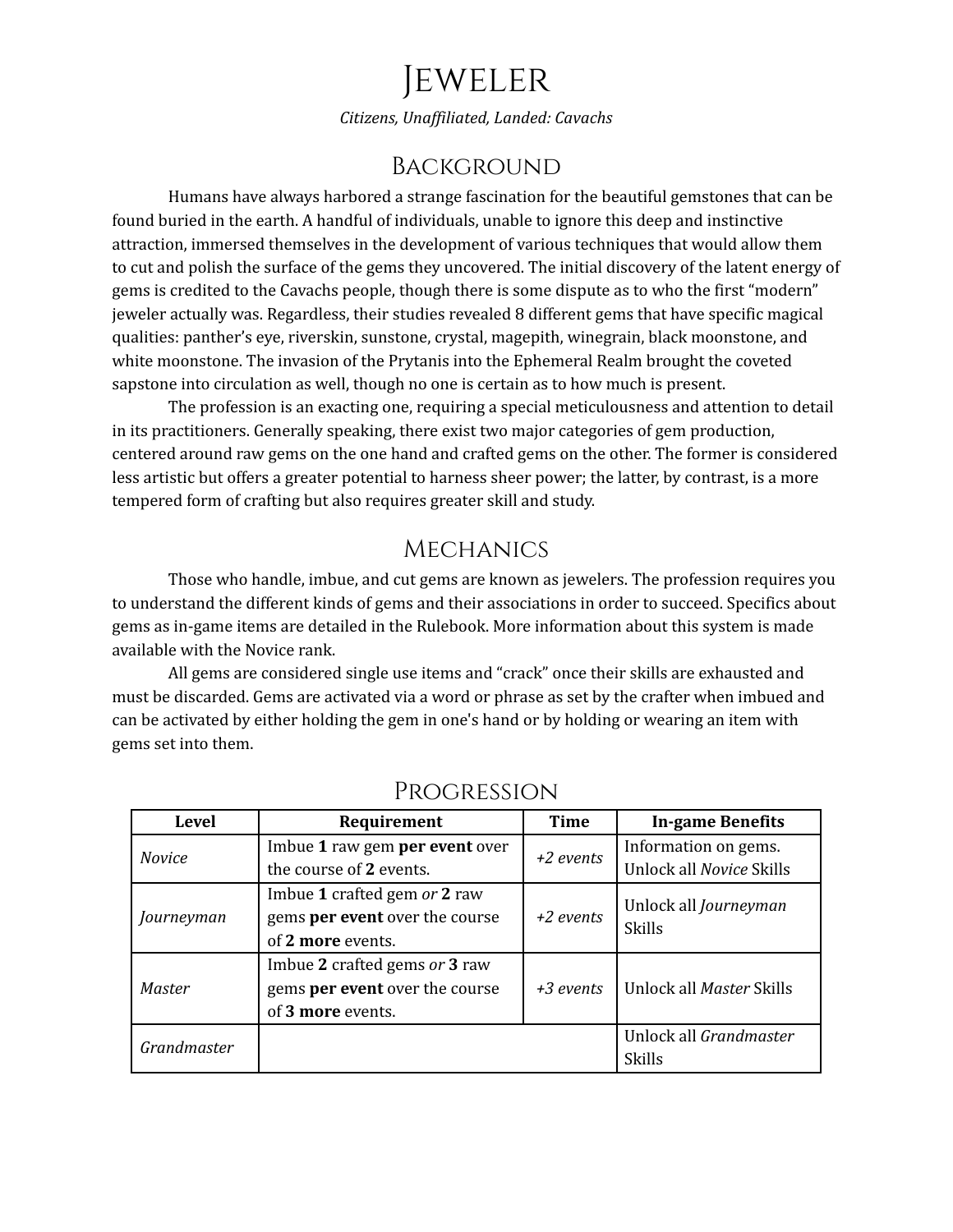# Jeweler

*Citizens, Unaffiliated, Landed: Cavachs*

## Background

Humans have always harbored a strange fascination for the beautiful gemstones that can be found buried in the earth. A handful of individuals, unable to ignore this deep and instinctive attraction, immersed themselves in the development of various techniques that would allow them to cut and polish the surface of the gems they uncovered. The initial discovery of the latent energy of gems is credited to the Cavachs people, though there is some dispute as to who the first "modern" jeweler actually was. Regardless, their studies revealed 8 different gems that have specific magical qualities: panther's eye, riverskin, sunstone, crystal, magepith, winegrain, black moonstone, and white moonstone. The invasion of the Prytanis into the Ephemeral Realm brought the coveted sapstone into circulation as well, though no one is certain as to how much is present.

The profession is an exacting one, requiring a special meticulousness and attention to detail in its practitioners. Generally speaking, there exist two major categories of gem production, centered around raw gems on the one hand and crafted gems on the other. The former is considered less artistic but offers a greater potential to harness sheer power; the latter, by contrast, is a more tempered form of crafting but also requires greater skill and study.

## Mechanics

Those who handle, imbue, and cut gems are known as jewelers. The profession requires you to understand the different kinds of gems and their associations in order to succeed. Specifics about gems as in-game items are detailed in the Rulebook. More information about this system is made available with the Novice rank.

All gems are considered single use items and "crack" once their skills are exhausted and must be discarded. Gems are activated via a word or phrase as set by the crafter when imbued and can be activated by either holding the gem in one's hand or by holding or wearing an item with gems set into them.

## Progression

| Level | Requirement | Time | In-game Benefits |
|---|---|---|---|
| *Novice* | Imbue **1** raw gem **per event** over the course of **2** events. | *+2 events* | Information on gems. Unlock all *Novice* Skills |
| *Journeyman* | Imbue **1** crafted gem *or* **2** raw gems **per event** over the course of **2 more** events. | *+2 events* | Unlock all *Journeyman* Skills |
| *Master* | Imbue **2** crafted gems *or* **3** raw gems **per event** over the course of **3 more** events. | *+3 events* | Unlock all *Master* Skills |
| *Grandmaster* | | | Unlock all *Grandmaster* Skills |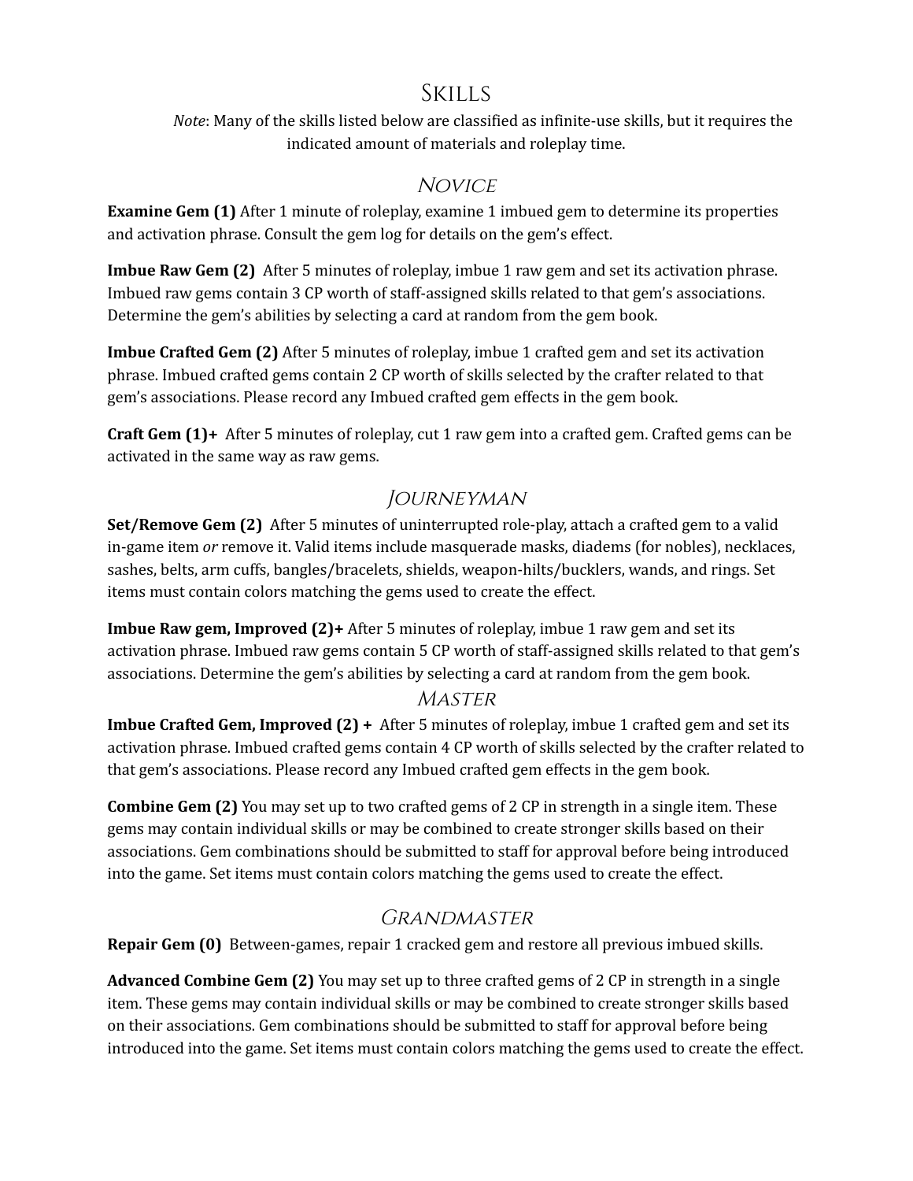# Skills

*Note*: Many of the skills listed below are classified as infinite-use skills, but it requires the indicated amount of materials and roleplay time.

## *Novice*

**Examine Gem (1)** After 1 minute of roleplay, examine 1 imbued gem to determine its properties and activation phrase. Consult the gem log for details on the gem's effect.

**Imbue Raw Gem (2)** After 5 minutes of roleplay, imbue 1 raw gem and set its activation phrase. Imbued raw gems contain 3 CP worth of staff-assigned skills related to that gem's associations. Determine the gem's abilities by selecting a card at random from the gem book.

**Imbue Crafted Gem (2)** After 5 minutes of roleplay, imbue 1 crafted gem and set its activation phrase. Imbued crafted gems contain 2 CP worth of skills selected by the crafter related to that gem's associations. Please record any Imbued crafted gem effects in the gem book.

**Craft Gem (1)+** After 5 minutes of roleplay, cut 1 raw gem into a crafted gem. Crafted gems can be activated in the same way as raw gems.

## *Journeyman*

**Set/Remove Gem (2)** After 5 minutes of uninterrupted role-play, attach a crafted gem to a valid in-game item *or* remove it. Valid items include masquerade masks, diadems (for nobles), necklaces, sashes, belts, arm cuffs, bangles/bracelets, shields, weapon-hilts/bucklers, wands, and rings. Set items must contain colors matching the gems used to create the effect.

**Imbue Raw gem, Improved (2)+** After 5 minutes of roleplay, imbue 1 raw gem and set its activation phrase. Imbued raw gems contain 5 CP worth of staff-assigned skills related to that gem's associations. Determine the gem's abilities by selecting a card at random from the gem book.

## *Master*

**Imbue Crafted Gem, Improved (2) +** After 5 minutes of roleplay, imbue 1 crafted gem and set its activation phrase. Imbued crafted gems contain 4 CP worth of skills selected by the crafter related to that gem's associations. Please record any Imbued crafted gem effects in the gem book.

**Combine Gem (2)** You may set up to two crafted gems of 2 CP in strength in a single item. These gems may contain individual skills or may be combined to create stronger skills based on their associations. Gem combinations should be submitted to staff for approval before being introduced into the game. Set items must contain colors matching the gems used to create the effect.

## *Grandmaster*

**Repair Gem (0)** Between-games, repair 1 cracked gem and restore all previous imbued skills.

**Advanced Combine Gem (2)** You may set up to three crafted gems of 2 CP in strength in a single item. These gems may contain individual skills or may be combined to create stronger skills based on their associations. Gem combinations should be submitted to staff for approval before being introduced into the game. Set items must contain colors matching the gems used to create the effect.